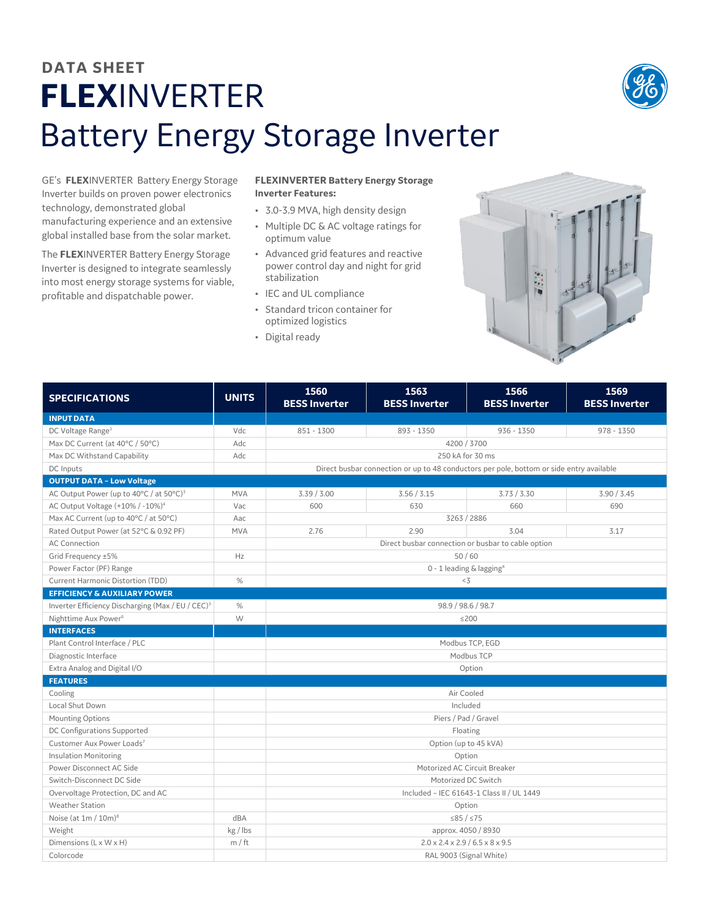## DATA SHEET

# FLEXINVERTER

# Battery Energy Storage Inverter

GE's **FLEX**INVERTER Battery Energy Storage Inverter builds on proven power electronics technology, demonstrated global manufacturing experience and an extensive global installed base from the solar market.

The **FLEX**INVERTER Battery Energy Storage Inverter is designed to integrate seamlessly into most energy storage systems for viable, profitable and dispatchable power.

**FLEXINVERTER Battery Energy Storage Inverter Features:**

- 3.0-3.9 MVA, high density design
- Multiple DC & AC voltage ratings for optimum value
- Advanced grid features and reactive power control day and night for grid stabilization
- IEC and UL compliance
- Standard tricon container for optimized logistics
- Digital ready

| SPECIFICATIONS | UNITS | 1560 BESS Inverter | 1563 BESS Inverter | 1566 BESS Inverter | 1569 BESS Inverter |
|---|---|---|---|---|---|
| **INPUT DATA** | | | | | |
| DC Voltage Range[1] | Vdc | 851 - 1300 | 893 - 1350 | 936 - 1350 | 978 - 1350 |
| Max DC Current (at 40°C / 50°C) | Adc | 4200 / 3700 | | | |
| Max DC Withstand Capability | Adc | 250 kA for 30 ms | | | |
| DC Inputs | | Direct busbar connection or up to 48 conductors per pole, bottom or side entry available | | | |
| **OUTPUT DATA – Low Voltage** | | | | | |
| AC Output Power (up to 40°C / at 50°C)[3] | MVA | 3.39 / 3.00 | 3.56 / 3.15 | 3.73 / 3.30 | 3.90 / 3.45 |
| AC Output Voltage (+10% / -10%)[4] | Vac | 600 | 630 | 660 | 690 |
| Max AC Current (up to 40°C / at 50°C) | Aac | 3263 / 2886 | | | |
| Rated Output Power (at 52°C & 0.92 PF) | MVA | 2.76 | 2.90 | 3.04 | 3.17 |
| AC Connection | | Direct busbar connection or busbar to cable option | | | |
| Grid Frequency ±5% | Hz | 50 / 60 | | | |
| Power Factor (PF) Range | | 0 - 1 leading & lagging[4] | | | |
| Current Harmonic Distortion (TDD) | % | <3 | | | |
| **EFFICIENCY & AUXILIARY POWER** | | | | | |
| Inverter Efficiency Discharging (Max / EU / CEC)[5] | % | 98.9 / 98.6 / 98.7 | | | |
| Nighttime Aux Power[6] | W | ≤200 | | | |
| **INTERFACES** | | | | | |
| Plant Control Interface / PLC | | Modbus TCP, EGD | | | |
| Diagnostic Interface | | Modbus TCP | | | |
| Extra Analog and Digital I/O | | Option | | | |
| **FEATURES** | | | | | |
| Cooling | | Air Cooled | | | |
| Local Shut Down | | Included | | | |
| Mounting Options | | Piers / Pad / Gravel | | | |
| DC Configurations Supported | | Floating | | | |
| Customer Aux Power Loads[7] | | Option (up to 45 kVA) | | | |
| Insulation Monitoring | | Option | | | |
| Power Disconnect AC Side | | Motorized AC Circuit Breaker | | | |
| Switch-Disconnect DC Side | | Motorized DC Switch | | | |
| Overvoltage Protection, DC and AC | | Included – IEC 61643-1 Class II / UL 1449 | | | |
| Weather Station | | Option | | | |
| Noise (at 1m / 10m)[8] | dBA | ≤85 / ≤75 | | | |
| Weight | kg / lbs | approx. 4050 / 8930 | | | |
| Dimensions (L x W x H) | m / ft | 2.0 x 2.4 x 2.9 / 6.5 x 8 x 9.5 | | | |
| Colorcode | | RAL 9003 (Signal White) | | | |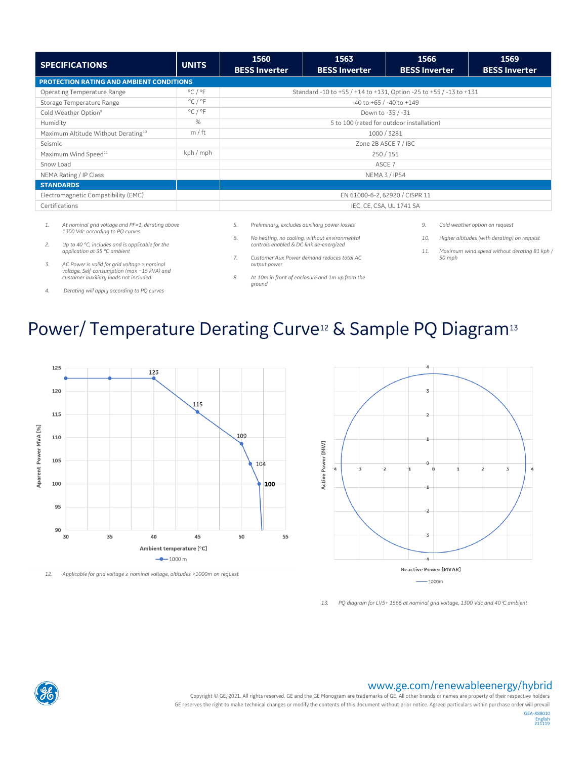| SPECIFICATIONS | UNITS | 1560 BESS Inverter | 1563 BESS Inverter | 1566 BESS Inverter | 1569 BESS Inverter |
|---|---|---|---|---|---|
| **PROTECTION RATING AND AMBIENT CONDITIONS** | | | | | |
| Operating Temperature Range | °C / °F | Standard -10 to +55 / +14 to +131, Option -25 to +55 / -13 to +131 | | | |
| Storage Temperature Range | °C / °F | -40 to +65 / -40 to +149 | | | |
| Cold Weather Option[9] | °C / °F | Down to -35 / -31 | | | |
| Humidity | % | 5 to 100 (rated for outdoor installation) | | | |
| Maximum Altitude Without Derating[10] | m / ft | 1000 / 3281 | | | |
| Seismic | | Zone 2B ASCE 7 / IBC | | | |
| Maximum Wind Speed[11] | kph / mph | 250 / 155 | | | |
| Snow Load | | ASCE 7 | | | |
| NEMA Rating / IP Class | | NEMA 3 / IP54 | | | |
| **STANDARDS** | | | | | |
| Electromagnetic Compatibility (EMC) | | EN 61000-6-2, 62920 / CISPR 11 | | | |
| Certifications | | IEC, CE, CSA, UL 1741 SA | | | |

1. *At nominal grid voltage and PF=1, derating above 1300 Vdc according to PQ curves*
2. *Up to 40 °C, includes and is applicable for the application at 35 °C ambient*
3. *AC Power is valid for grid voltage ≥ nominal voltage. Self-consumption (max ~15 kVA) and customer auxiliary loads not included*
4. *Derating will apply according to PQ curves*
5. *Preliminary, excludes auxiliary power losses*
6. *No heating, no cooling, without environmental controls enabled & DC link de-energized*
7. *Customer Aux Power demand reduces total AC output power*
8. *At 10m in front of enclosure and 1m up from the ground*
9. *Cold weather option on request*
10. *Higher altitudes (with derating) on request*
11. *Maximum wind speed without derating 81 kph / 50 mph*

# Power/ Temperature Derating Curve[12] & Sample PQ Diagram[13]

Apparent Power MVA [%]
125
120
115
110
105
100
95
90
123
115
109
104
100
30 35 40 45 50 55
Ambient temperature [°C]
1000 m

12. *Applicable for grid voltage ≥ nominal voltage, altitudes >1000m on request*

Active Power [MW]
4
3
2
1
0
-1
-2
-3
-4
-4 -3 -2 -1 0 1 2 3 4
Reactive Power [MVAR]
1000m

13. *PQ diagram for LV5+ 1566 at nominal grid voltage, 1300 Vdc and 40°C ambient*

www.ge.com/renewableenergy/hybrid

Copyright © GE, 2021. All rights reserved. GE and the GE Monogram are trademarks of GE. All other brands or names are property of their respective holders
GE reserves the right to make technical changes or modify the contents of this document without prior notice. Agreed particulars within purchase order will prevail

GEA-X88010
English
211119